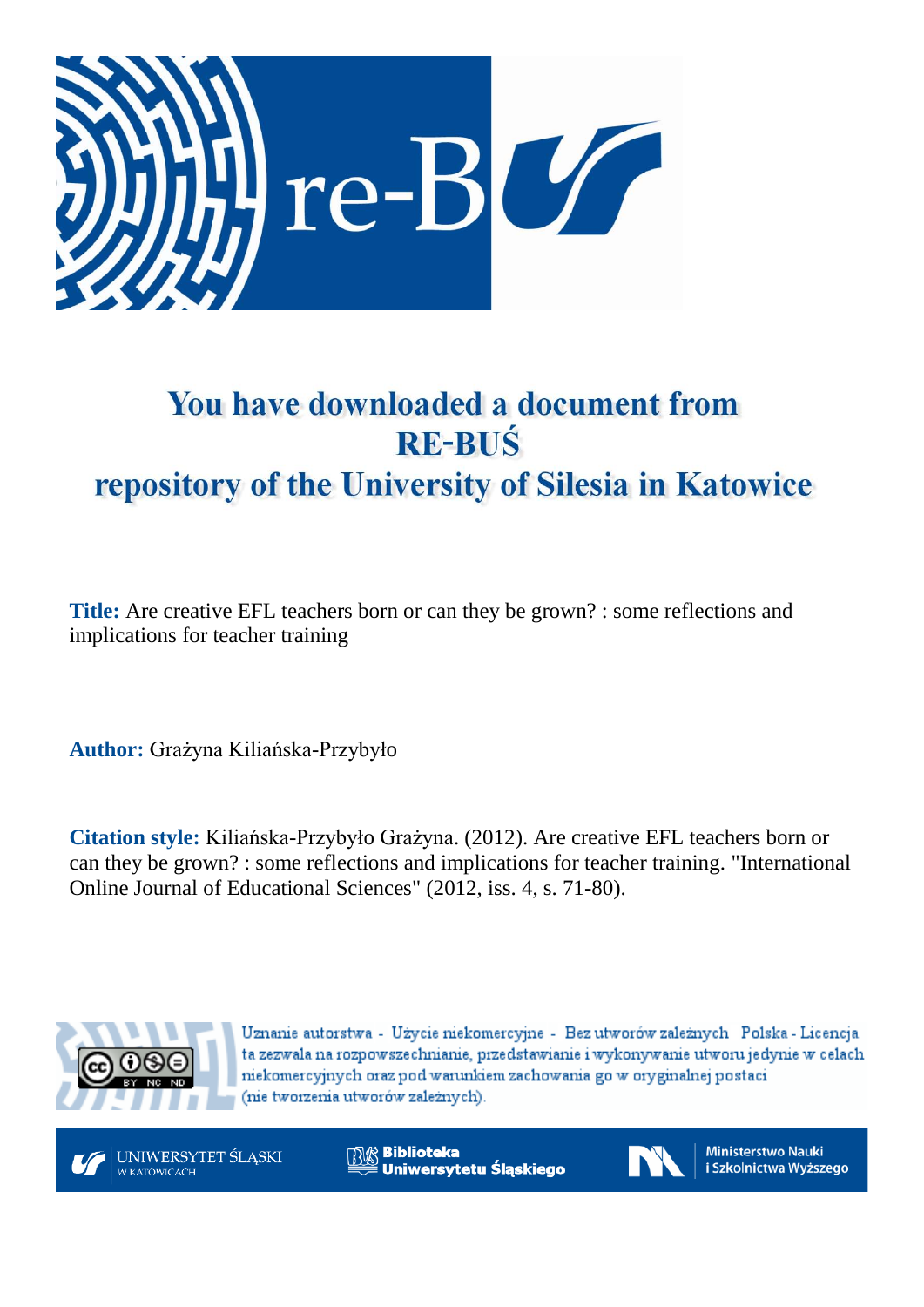# You have downloaded a document from RE-BUŚ repository of the University of Silesia in Katowice

**Title:** Are creative EFL teachers born or can they be grown? : some reflections and implications for teacher training

**Author:** Grażyna Kiliańska-Przybyło

**Citation style:** Kiliańska-Przybyło Grażyna. (2012). Are creative EFL teachers born or can they be grown? : some reflections and implications for teacher training. "International Online Journal of Educational Sciences" (2012, iss. 4, s. 71-80).

Uznanie autorstwa - Użycie niekomercyjne - Bez utworów zależnych Polska - Licencja ta zezwala na rozpowszechnianie, przedstawianie i wykonywanie utworu jedynie w celach niekomercyjnych oraz pod warunkiem zachowania go w oryginalnej postaci (nie tworzenia utworów zależnych).

UNIWERSYTET ŚLĄSKI W KATOWICACH

Biblioteka Uniwersytetu Śląskiego

Ministerstwo Nauki i Szkolnictwa Wyższego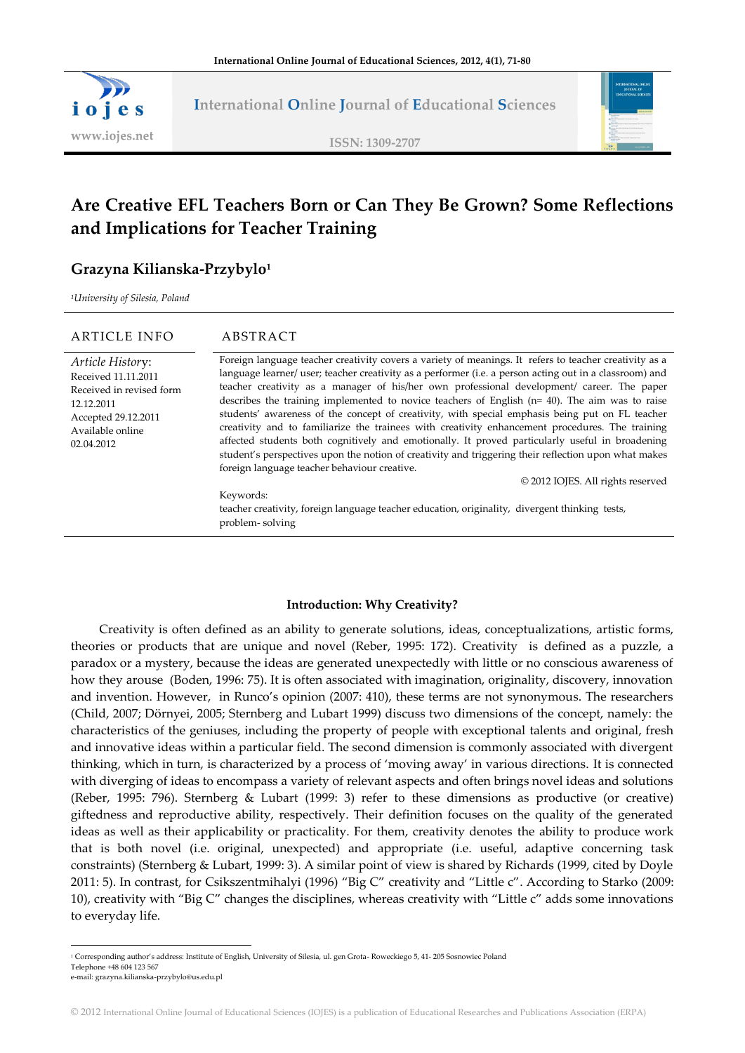# Are Creative EFL Teachers Born or Can They Be Grown? Some Reflections and Implications for Teacher Training

## Grazyna Kilianska-Przybylo[1]

[1]*University of Silesia, Poland*

| ARTICLE INFO | ABSTRACT |
|---|---|
| *Article History*:<br>Received 11.11.2011<br>Received in revised form 12.12.2011<br>Accepted 29.12.2011<br>Available online 02.04.2012 | Foreign language teacher creativity covers a variety of meanings. It refers to teacher creativity as a language learner/ user; teacher creativity as a performer (i.e. a person acting out in a classroom) and teacher creativity as a manager of his/her own professional development/ career. The paper describes the training implemented to novice teachers of English (n= 40). The aim was to raise students' awareness of the concept of creativity, with special emphasis being put on FL teacher creativity and to familiarize the trainees with creativity enhancement procedures. The training affected students both cognitively and emotionally. It proved particularly useful in broadening student's perspectives upon the notion of creativity and triggering their reflection upon what makes foreign language teacher behaviour creative.<br>© 2012 IOJES. All rights reserved<br>Keywords:<br>teacher creativity, foreign language teacher education, originality, divergent thinking tests, problem- solving |

### Introduction: Why Creativity?

Creativity is often defined as an ability to generate solutions, ideas, conceptualizations, artistic forms, theories or products that are unique and novel (Reber, 1995: 172). Creativity is defined as a puzzle, a paradox or a mystery, because the ideas are generated unexpectedly with little or no conscious awareness of how they arouse (Boden, 1996: 75). It is often associated with imagination, originality, discovery, innovation and invention. However, in Runco's opinion (2007: 410), these terms are not synonymous. The researchers (Child, 2007; Dörnyei, 2005; Sternberg and Lubart 1999) discuss two dimensions of the concept, namely: the characteristics of the geniuses, including the property of people with exceptional talents and original, fresh and innovative ideas within a particular field. The second dimension is commonly associated with divergent thinking, which in turn, is characterized by a process of 'moving away' in various directions. It is connected with diverging of ideas to encompass a variety of relevant aspects and often brings novel ideas and solutions (Reber, 1995: 796). Sternberg & Lubart (1999: 3) refer to these dimensions as productive (or creative) giftedness and reproductive ability, respectively. Their definition focuses on the quality of the generated ideas as well as their applicability or practicality. For them, creativity denotes the ability to produce work that is both novel (i.e. original, unexpected) and appropriate (i.e. useful, adaptive concerning task constraints) (Sternberg & Lubart, 1999: 3). A similar point of view is shared by Richards (1999, cited by Doyle 2011: 5). In contrast, for Csikszentmihalyi (1996) "Big C" creativity and "Little c". According to Starko (2009: 10), creativity with "Big C" changes the disciplines, whereas creativity with "Little c" adds some innovations to everyday life.

---

[1] Corresponding author's address: Institute of English, University of Silesia, ul. gen Grota- Roweckiego 5, 41- 205 Sosnowiec Poland
Telephone +48 604 123 567
e-mail: grazyna.kilianska-przybylo@us.edu.pl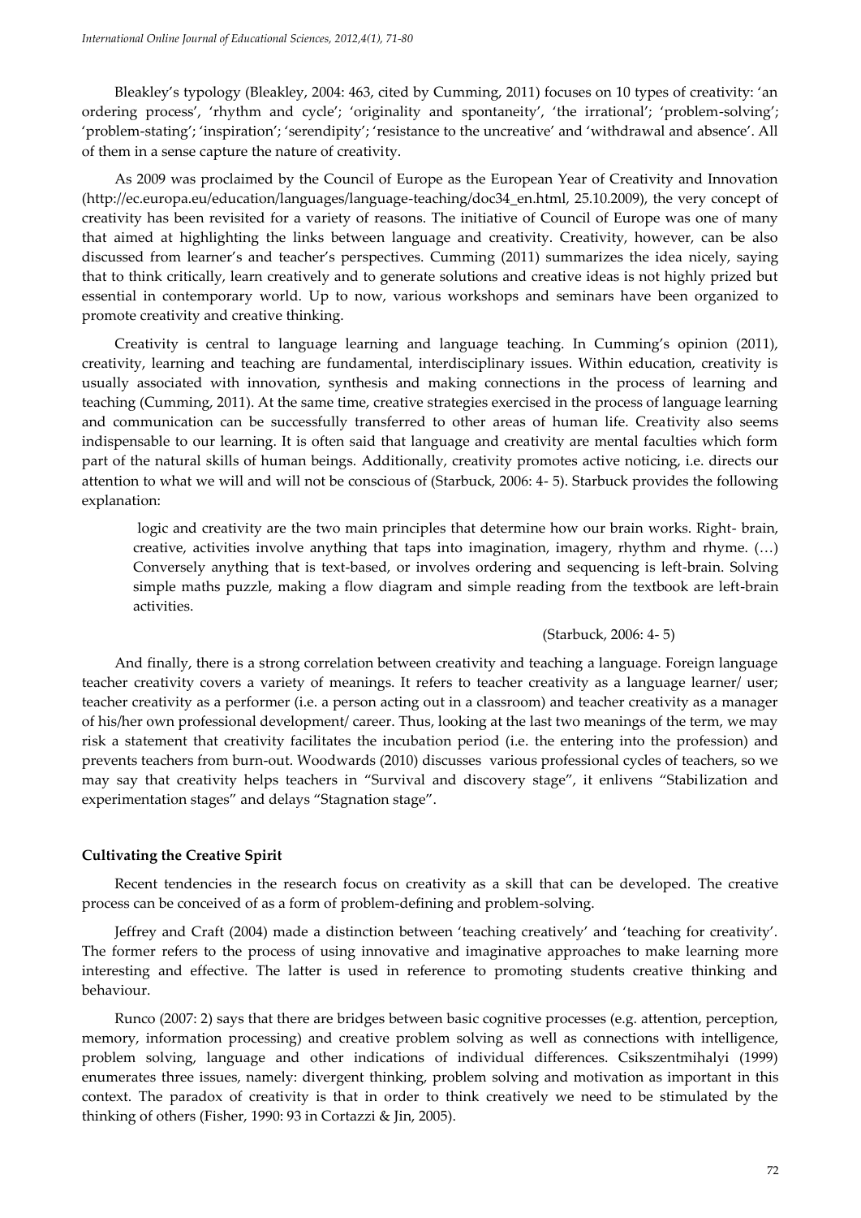Bleakley's typology (Bleakley, 2004: 463, cited by Cumming, 2011) focuses on 10 types of creativity: 'an ordering process', 'rhythm and cycle'; 'originality and spontaneity', 'the irrational'; 'problem-solving'; 'problem-stating'; 'inspiration'; 'serendipity'; 'resistance to the uncreative' and 'withdrawal and absence'. All of them in a sense capture the nature of creativity.

As 2009 was proclaimed by the Council of Europe as the European Year of Creativity and Innovation (http://ec.europa.eu/education/languages/language-teaching/doc34_en.html, 25.10.2009), the very concept of creativity has been revisited for a variety of reasons. The initiative of Council of Europe was one of many that aimed at highlighting the links between language and creativity. Creativity, however, can be also discussed from learner's and teacher's perspectives. Cumming (2011) summarizes the idea nicely, saying that to think critically, learn creatively and to generate solutions and creative ideas is not highly prized but essential in contemporary world. Up to now, various workshops and seminars have been organized to promote creativity and creative thinking.

Creativity is central to language learning and language teaching. In Cumming's opinion (2011), creativity, learning and teaching are fundamental, interdisciplinary issues. Within education, creativity is usually associated with innovation, synthesis and making connections in the process of learning and teaching (Cumming, 2011). At the same time, creative strategies exercised in the process of language learning and communication can be successfully transferred to other areas of human life. Creativity also seems indispensable to our learning. It is often said that language and creativity are mental faculties which form part of the natural skills of human beings. Additionally, creativity promotes active noticing, i.e. directs our attention to what we will and will not be conscious of (Starbuck, 2006: 4- 5). Starbuck provides the following explanation:

> logic and creativity are the two main principles that determine how our brain works. Right- brain, creative, activities involve anything that taps into imagination, imagery, rhythm and rhyme. (…) Conversely anything that is text-based, or involves ordering and sequencing is left-brain. Solving simple maths puzzle, making a flow diagram and simple reading from the textbook are left-brain activities.
>
> (Starbuck, 2006: 4- 5)

And finally, there is a strong correlation between creativity and teaching a language. Foreign language teacher creativity covers a variety of meanings. It refers to teacher creativity as a language learner/ user; teacher creativity as a performer (i.e. a person acting out in a classroom) and teacher creativity as a manager of his/her own professional development/ career. Thus, looking at the last two meanings of the term, we may risk a statement that creativity facilitates the incubation period (i.e. the entering into the profession) and prevents teachers from burn-out. Woodwards (2010) discusses various professional cycles of teachers, so we may say that creativity helps teachers in "Survival and discovery stage", it enlivens "Stabilization and experimentation stages" and delays "Stagnation stage".

**Cultivating the Creative Spirit**

Recent tendencies in the research focus on creativity as a skill that can be developed. The creative process can be conceived of as a form of problem-defining and problem-solving.

Jeffrey and Craft (2004) made a distinction between 'teaching creatively' and 'teaching for creativity'. The former refers to the process of using innovative and imaginative approaches to make learning more interesting and effective. The latter is used in reference to promoting students creative thinking and behaviour.

Runco (2007: 2) says that there are bridges between basic cognitive processes (e.g. attention, perception, memory, information processing) and creative problem solving as well as connections with intelligence, problem solving, language and other indications of individual differences. Csikszentmihalyi (1999) enumerates three issues, namely: divergent thinking, problem solving and motivation as important in this context. The paradox of creativity is that in order to think creatively we need to be stimulated by the thinking of others (Fisher, 1990: 93 in Cortazzi & Jin, 2005).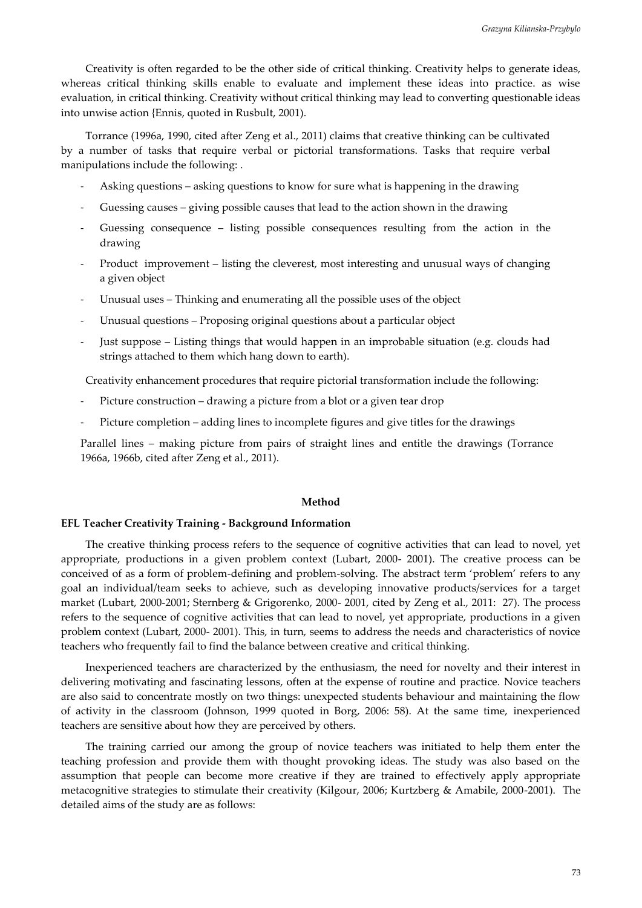Creativity is often regarded to be the other side of critical thinking. Creativity helps to generate ideas, whereas critical thinking skills enable to evaluate and implement these ideas into practice. as wise evaluation, in critical thinking. Creativity without critical thinking may lead to converting questionable ideas into unwise action {Ennis, quoted in Rusbult, 2001).

Torrance (1996a, 1990, cited after Zeng et al., 2011) claims that creative thinking can be cultivated by a number of tasks that require verbal or pictorial transformations. Tasks that require verbal manipulations include the following: .

- Asking questions – asking questions to know for sure what is happening in the drawing
- Guessing causes – giving possible causes that lead to the action shown in the drawing
- Guessing consequence – listing possible consequences resulting from the action in the drawing
- Product improvement – listing the cleverest, most interesting and unusual ways of changing a given object
- Unusual uses – Thinking and enumerating all the possible uses of the object
- Unusual questions – Proposing original questions about a particular object
- Just suppose – Listing things that would happen in an improbable situation (e.g. clouds had strings attached to them which hang down to earth).

Creativity enhancement procedures that require pictorial transformation include the following:

- Picture construction – drawing a picture from a blot or a given tear drop
- Picture completion – adding lines to incomplete figures and give titles for the drawings

Parallel lines – making picture from pairs of straight lines and entitle the drawings (Torrance 1966a, 1966b, cited after Zeng et al., 2011).

## Method

### EFL Teacher Creativity Training - Background Information

The creative thinking process refers to the sequence of cognitive activities that can lead to novel, yet appropriate, productions in a given problem context (Lubart, 2000- 2001). The creative process can be conceived of as a form of problem-defining and problem-solving. The abstract term 'problem' refers to any goal an individual/team seeks to achieve, such as developing innovative products/services for a target market (Lubart, 2000-2001; Sternberg & Grigorenko, 2000- 2001, cited by Zeng et al., 2011: 27). The process refers to the sequence of cognitive activities that can lead to novel, yet appropriate, productions in a given problem context (Lubart, 2000- 2001). This, in turn, seems to address the needs and characteristics of novice teachers who frequently fail to find the balance between creative and critical thinking.

Inexperienced teachers are characterized by the enthusiasm, the need for novelty and their interest in delivering motivating and fascinating lessons, often at the expense of routine and practice. Novice teachers are also said to concentrate mostly on two things: unexpected students behaviour and maintaining the flow of activity in the classroom (Johnson, 1999 quoted in Borg, 2006: 58). At the same time, inexperienced teachers are sensitive about how they are perceived by others.

The training carried our among the group of novice teachers was initiated to help them enter the teaching profession and provide them with thought provoking ideas. The study was also based on the assumption that people can become more creative if they are trained to effectively apply appropriate metacognitive strategies to stimulate their creativity (Kilgour, 2006; Kurtzberg & Amabile, 2000-2001). The detailed aims of the study are as follows: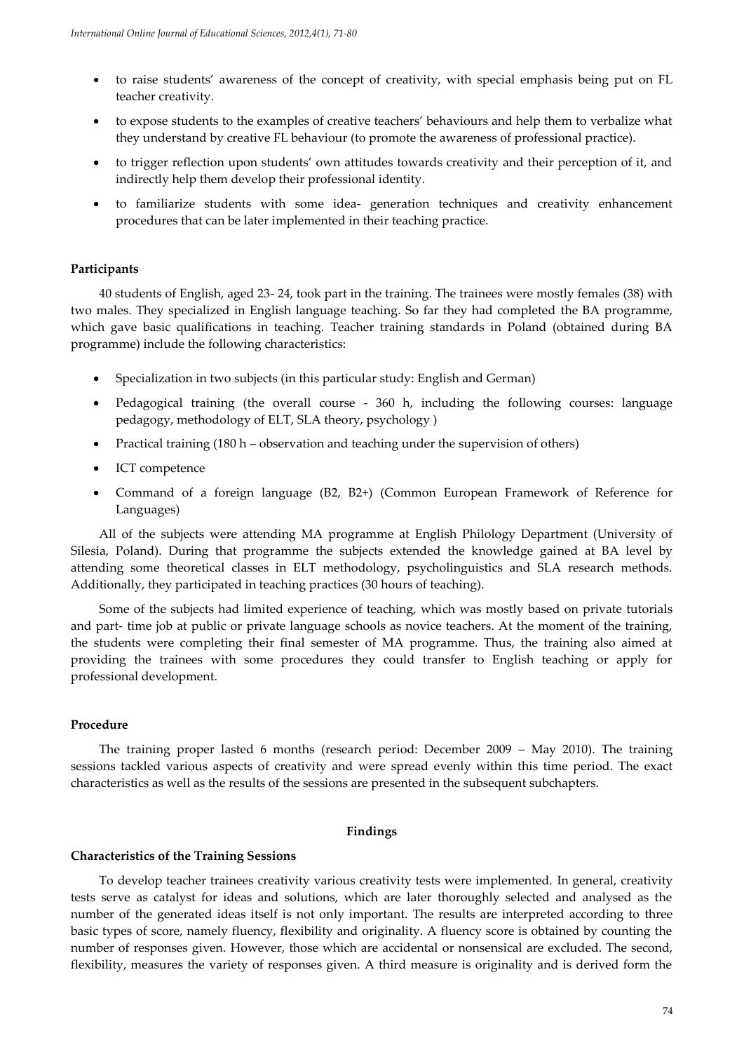- to raise students' awareness of the concept of creativity, with special emphasis being put on FL teacher creativity.
- to expose students to the examples of creative teachers' behaviours and help them to verbalize what they understand by creative FL behaviour (to promote the awareness of professional practice).
- to trigger reflection upon students' own attitudes towards creativity and their perception of it, and indirectly help them develop their professional identity.
- to familiarize students with some idea- generation techniques and creativity enhancement procedures that can be later implemented in their teaching practice.

### Participants

40 students of English, aged 23- 24, took part in the training. The trainees were mostly females (38) with two males. They specialized in English language teaching. So far they had completed the BA programme, which gave basic qualifications in teaching. Teacher training standards in Poland (obtained during BA programme) include the following characteristics:

- Specialization in two subjects (in this particular study: English and German)
- Pedagogical training (the overall course - 360 h, including the following courses: language pedagogy, methodology of ELT, SLA theory, psychology )
- Practical training (180 h – observation and teaching under the supervision of others)
- ICT competence
- Command of a foreign language (B2, B2+) (Common European Framework of Reference for Languages)

All of the subjects were attending MA programme at English Philology Department (University of Silesia, Poland). During that programme the subjects extended the knowledge gained at BA level by attending some theoretical classes in ELT methodology, psycholinguistics and SLA research methods. Additionally, they participated in teaching practices (30 hours of teaching).

Some of the subjects had limited experience of teaching, which was mostly based on private tutorials and part- time job at public or private language schools as novice teachers. At the moment of the training, the students were completing their final semester of MA programme. Thus, the training also aimed at providing the trainees with some procedures they could transfer to English teaching or apply for professional development.

### Procedure

The training proper lasted 6 months (research period: December 2009 – May 2010). The training sessions tackled various aspects of creativity and were spread evenly within this time period. The exact characteristics as well as the results of the sessions are presented in the subsequent subchapters.

## Findings

### Characteristics of the Training Sessions

To develop teacher trainees creativity various creativity tests were implemented. In general, creativity tests serve as catalyst for ideas and solutions, which are later thoroughly selected and analysed as the number of the generated ideas itself is not only important. The results are interpreted according to three basic types of score, namely fluency, flexibility and originality. A fluency score is obtained by counting the number of responses given. However, those which are accidental or nonsensical are excluded. The second, flexibility, measures the variety of responses given. A third measure is originality and is derived form the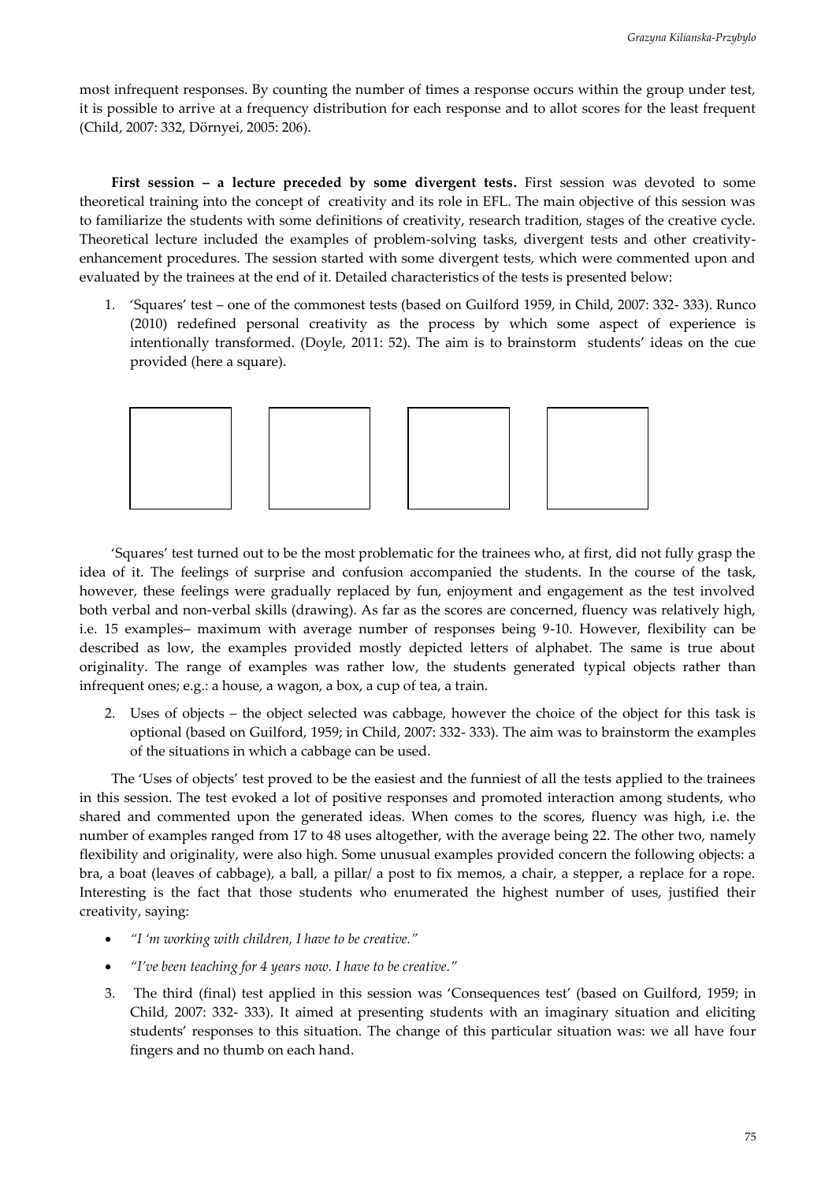most infrequent responses. By counting the number of times a response occurs within the group under test, it is possible to arrive at a frequency distribution for each response and to allot scores for the least frequent (Child, 2007: 332, Dörnyei, 2005: 206).

**First session – a lecture preceded by some divergent tests.** First session was devoted to some theoretical training into the concept of creativity and its role in EFL. The main objective of this session was to familiarize the students with some definitions of creativity, research tradition, stages of the creative cycle. Theoretical lecture included the examples of problem-solving tasks, divergent tests and other creativity-enhancement procedures. The session started with some divergent tests, which were commented upon and evaluated by the trainees at the end of it. Detailed characteristics of the tests is presented below:

1. 'Squares' test – one of the commonest tests (based on Guilford 1959, in Child, 2007: 332- 333). Runco (2010) redefined personal creativity as the process by which some aspect of experience is intentionally transformed. (Doyle, 2011: 52). The aim is to brainstorm students' ideas on the cue provided (here a square).

'Squares' test turned out to be the most problematic for the trainees who, at first, did not fully grasp the idea of it. The feelings of surprise and confusion accompanied the students. In the course of the task, however, these feelings were gradually replaced by fun, enjoyment and engagement as the test involved both verbal and non-verbal skills (drawing). As far as the scores are concerned, fluency was relatively high, i.e. 15 examples– maximum with average number of responses being 9-10. However, flexibility can be described as low, the examples provided mostly depicted letters of alphabet. The same is true about originality. The range of examples was rather low, the students generated typical objects rather than infrequent ones; e.g.: a house, a wagon, a box, a cup of tea, a train.

2. Uses of objects – the object selected was cabbage, however the choice of the object for this task is optional (based on Guilford, 1959; in Child, 2007: 332- 333). The aim was to brainstorm the examples of the situations in which a cabbage can be used.

The 'Uses of objects' test proved to be the easiest and the funniest of all the tests applied to the trainees in this session. The test evoked a lot of positive responses and promoted interaction among students, who shared and commented upon the generated ideas. When comes to the scores, fluency was high, i.e. the number of examples ranged from 17 to 48 uses altogether, with the average being 22. The other two, namely flexibility and originality, were also high. Some unusual examples provided concern the following objects: a bra, a boat (leaves of cabbage), a ball, a pillar/ a post to fix memos, a chair, a stepper, a replace for a rope. Interesting is the fact that those students who enumerated the highest number of uses, justified their creativity, saying:

- *"I 'm working with children, I have to be creative."*
- *"I've been teaching for 4 years now. I have to be creative."*

3. The third (final) test applied in this session was 'Consequences test' (based on Guilford, 1959; in Child, 2007: 332- 333). It aimed at presenting students with an imaginary situation and eliciting students' responses to this situation. The change of this particular situation was: we all have four fingers and no thumb on each hand.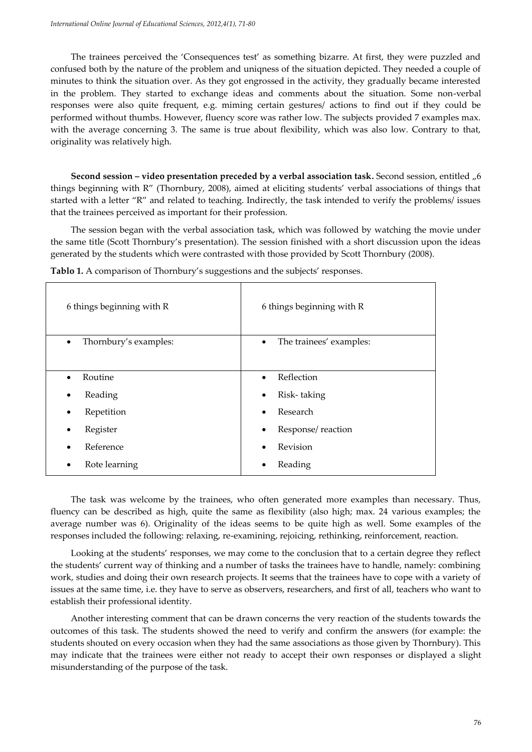The trainees perceived the 'Consequences test' as something bizarre. At first, they were puzzled and confused both by the nature of the problem and uniqness of the situation depicted. They needed a couple of minutes to think the situation over. As they got engrossed in the activity, they gradually became interested in the problem. They started to exchange ideas and comments about the situation. Some non-verbal responses were also quite frequent, e.g. miming certain gestures/ actions to find out if they could be performed without thumbs. However, fluency score was rather low. The subjects provided 7 examples max. with the average concerning 3. The same is true about flexibility, which was also low. Contrary to that, originality was relatively high.

**Second session – video presentation preceded by a verbal association task.** Second session, entitled „6 things beginning with R" (Thornbury, 2008), aimed at eliciting students' verbal associations of things that started with a letter "R" and related to teaching. Indirectly, the task intended to verify the problems/ issues that the trainees perceived as important for their profession.

The session began with the verbal association task, which was followed by watching the movie under the same title (Scott Thornbury's presentation). The session finished with a short discussion upon the ideas generated by the students which were contrasted with those provided by Scott Thornbury (2008).

**Tablo 1.** A comparison of Thornbury's suggestions and the subjects' responses.

| 6 things beginning with R | 6 things beginning with R |
|---|---|
| • Thornbury's examples: | • The trainees' examples: |
| • Routine<br>• Reading<br>• Repetition<br>• Register<br>• Reference<br>• Rote learning | • Reflection<br>• Risk- taking<br>• Research<br>• Response/ reaction<br>• Revision<br>• Reading |

The task was welcome by the trainees, who often generated more examples than necessary. Thus, fluency can be described as high, quite the same as flexibility (also high; max. 24 various examples; the average number was 6). Originality of the ideas seems to be quite high as well. Some examples of the responses included the following: relaxing, re-examining, rejoicing, rethinking, reinforcement, reaction.

Looking at the students' responses, we may come to the conclusion that to a certain degree they reflect the students' current way of thinking and a number of tasks the trainees have to handle, namely: combining work, studies and doing their own research projects. It seems that the trainees have to cope with a variety of issues at the same time, i.e. they have to serve as observers, researchers, and first of all, teachers who want to establish their professional identity.

Another interesting comment that can be drawn concerns the very reaction of the students towards the outcomes of this task. The students showed the need to verify and confirm the answers (for example: the students shouted on every occasion when they had the same associations as those given by Thornbury). This may indicate that the trainees were either not ready to accept their own responses or displayed a slight misunderstanding of the purpose of the task.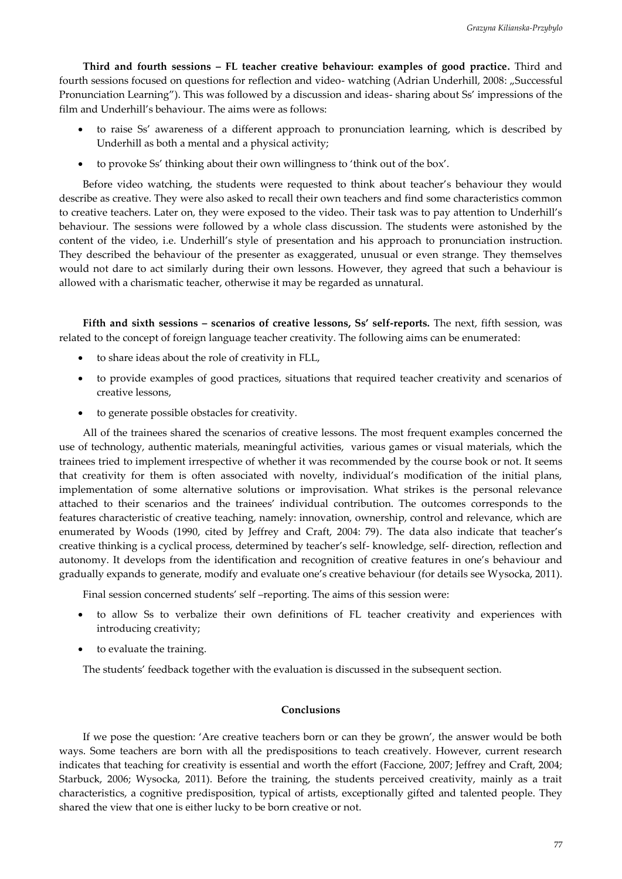**Third and fourth sessions – FL teacher creative behaviour: examples of good practice.** Third and fourth sessions focused on questions for reflection and video- watching (Adrian Underhill, 2008: „Successful Pronunciation Learning"). This was followed by a discussion and ideas- sharing about Ss' impressions of the film and Underhill's behaviour. The aims were as follows:

- to raise Ss' awareness of a different approach to pronunciation learning, which is described by Underhill as both a mental and a physical activity;
- to provoke Ss' thinking about their own willingness to 'think out of the box'.

Before video watching, the students were requested to think about teacher's behaviour they would describe as creative. They were also asked to recall their own teachers and find some characteristics common to creative teachers. Later on, they were exposed to the video. Their task was to pay attention to Underhill's behaviour. The sessions were followed by a whole class discussion. The students were astonished by the content of the video, i.e. Underhill's style of presentation and his approach to pronunciation instruction. They described the behaviour of the presenter as exaggerated, unusual or even strange. They themselves would not dare to act similarly during their own lessons. However, they agreed that such a behaviour is allowed with a charismatic teacher, otherwise it may be regarded as unnatural.

**Fifth and sixth sessions – scenarios of creative lessons, Ss' self-reports.** The next, fifth session, was related to the concept of foreign language teacher creativity. The following aims can be enumerated:

- to share ideas about the role of creativity in FLL,
- to provide examples of good practices, situations that required teacher creativity and scenarios of creative lessons,
- to generate possible obstacles for creativity.

All of the trainees shared the scenarios of creative lessons. The most frequent examples concerned the use of technology, authentic materials, meaningful activities, various games or visual materials, which the trainees tried to implement irrespective of whether it was recommended by the course book or not. It seems that creativity for them is often associated with novelty, individual's modification of the initial plans, implementation of some alternative solutions or improvisation. What strikes is the personal relevance attached to their scenarios and the trainees' individual contribution. The outcomes corresponds to the features characteristic of creative teaching, namely: innovation, ownership, control and relevance, which are enumerated by Woods (1990, cited by Jeffrey and Craft, 2004: 79). The data also indicate that teacher's creative thinking is a cyclical process, determined by teacher's self- knowledge, self- direction, reflection and autonomy. It develops from the identification and recognition of creative features in one's behaviour and gradually expands to generate, modify and evaluate one's creative behaviour (for details see Wysocka, 2011).

Final session concerned students' self –reporting. The aims of this session were:

- to allow Ss to verbalize their own definitions of FL teacher creativity and experiences with introducing creativity;
- to evaluate the training.

The students' feedback together with the evaluation is discussed in the subsequent section.

## Conclusions

If we pose the question: 'Are creative teachers born or can they be grown', the answer would be both ways. Some teachers are born with all the predispositions to teach creatively. However, current research indicates that teaching for creativity is essential and worth the effort (Faccione, 2007; Jeffrey and Craft, 2004; Starbuck, 2006; Wysocka, 2011). Before the training, the students perceived creativity, mainly as a trait characteristics, a cognitive predisposition, typical of artists, exceptionally gifted and talented people. They shared the view that one is either lucky to be born creative or not.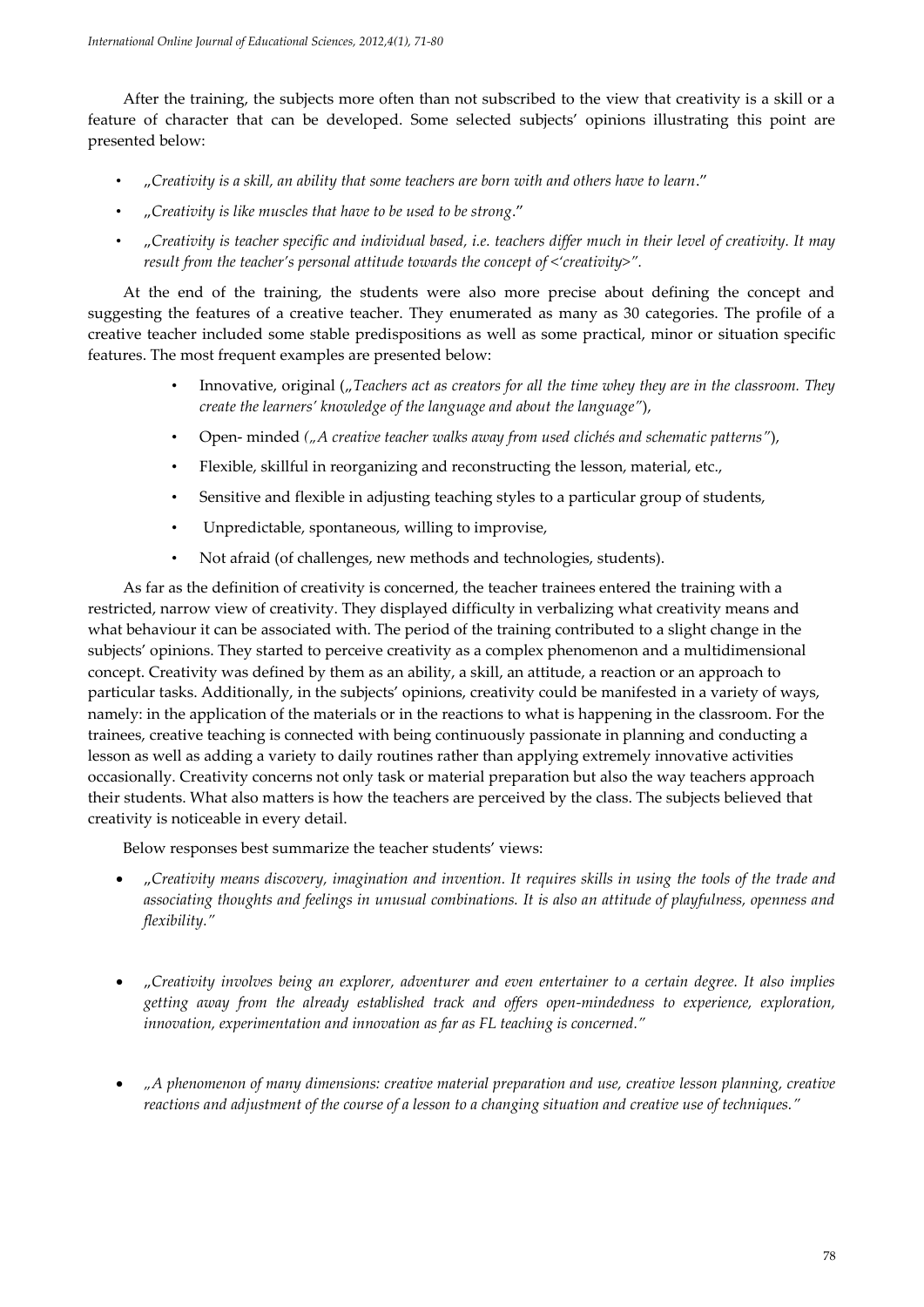After the training, the subjects more often than not subscribed to the view that creativity is a skill or a feature of character that can be developed. Some selected subjects' opinions illustrating this point are presented below:

- „*Creativity is a skill, an ability that some teachers are born with and others have to learn*."
- „*Creativity is like muscles that have to be used to be strong*."
- „*Creativity is teacher specific and individual based, i.e. teachers differ much in their level of creativity. It may result from the teacher's personal attitude towards the concept of <'creativity>".*

At the end of the training, the students were also more precise about defining the concept and suggesting the features of a creative teacher. They enumerated as many as 30 categories. The profile of a creative teacher included some stable predispositions as well as some practical, minor or situation specific features. The most frequent examples are presented below:

- Innovative, original („*Teachers act as creators for all the time whey they are in the classroom. They create the learners' knowledge of the language and about the language"*),
- Open- minded *(„A creative teacher walks away from used clichés and schematic patterns"*),
- Flexible, skillful in reorganizing and reconstructing the lesson, material, etc.,
- Sensitive and flexible in adjusting teaching styles to a particular group of students,
- Unpredictable, spontaneous, willing to improvise,
- Not afraid (of challenges, new methods and technologies, students).

As far as the definition of creativity is concerned, the teacher trainees entered the training with a restricted, narrow view of creativity. They displayed difficulty in verbalizing what creativity means and what behaviour it can be associated with. The period of the training contributed to a slight change in the subjects' opinions. They started to perceive creativity as a complex phenomenon and a multidimensional concept. Creativity was defined by them as an ability, a skill, an attitude, a reaction or an approach to particular tasks. Additionally, in the subjects' opinions, creativity could be manifested in a variety of ways, namely: in the application of the materials or in the reactions to what is happening in the classroom. For the trainees, creative teaching is connected with being continuously passionate in planning and conducting a lesson as well as adding a variety to daily routines rather than applying extremely innovative activities occasionally. Creativity concerns not only task or material preparation but also the way teachers approach their students. What also matters is how the teachers are perceived by the class. The subjects believed that creativity is noticeable in every detail.

Below responses best summarize the teacher students' views:

- „*Creativity means discovery, imagination and invention. It requires skills in using the tools of the trade and associating thoughts and feelings in unusual combinations. It is also an attitude of playfulness, openness and flexibility."*
- „*Creativity involves being an explorer, adventurer and even entertainer to a certain degree. It also implies getting away from the already established track and offers open-mindedness to experience, exploration, innovation, experimentation and innovation as far as FL teaching is concerned."*
- *„A phenomenon of many dimensions: creative material preparation and use, creative lesson planning, creative reactions and adjustment of the course of a lesson to a changing situation and creative use of techniques."*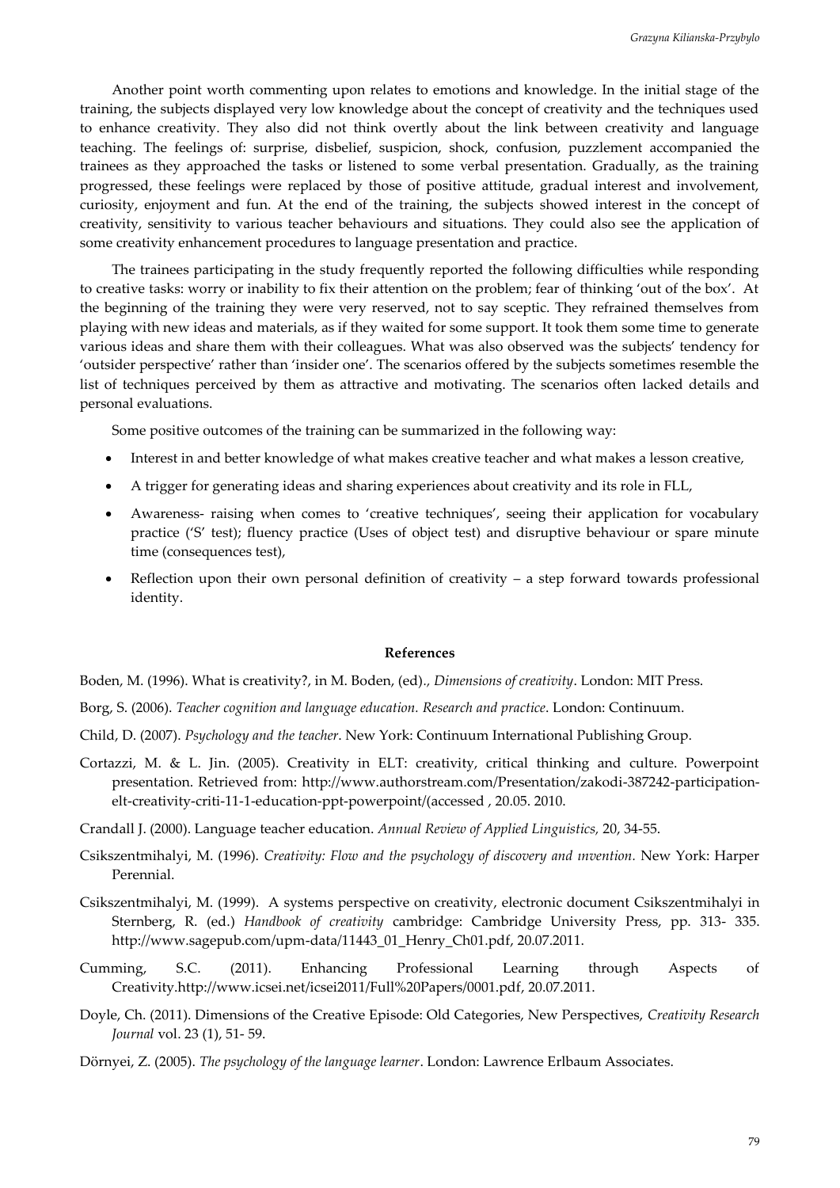Another point worth commenting upon relates to emotions and knowledge. In the initial stage of the training, the subjects displayed very low knowledge about the concept of creativity and the techniques used to enhance creativity. They also did not think overtly about the link between creativity and language teaching. The feelings of: surprise, disbelief, suspicion, shock, confusion, puzzlement accompanied the trainees as they approached the tasks or listened to some verbal presentation. Gradually, as the training progressed, these feelings were replaced by those of positive attitude, gradual interest and involvement, curiosity, enjoyment and fun. At the end of the training, the subjects showed interest in the concept of creativity, sensitivity to various teacher behaviours and situations. They could also see the application of some creativity enhancement procedures to language presentation and practice.

The trainees participating in the study frequently reported the following difficulties while responding to creative tasks: worry or inability to fix their attention on the problem; fear of thinking 'out of the box'. At the beginning of the training they were very reserved, not to say sceptic. They refrained themselves from playing with new ideas and materials, as if they waited for some support. It took them some time to generate various ideas and share them with their colleagues. What was also observed was the subjects' tendency for 'outsider perspective' rather than 'insider one'. The scenarios offered by the subjects sometimes resemble the list of techniques perceived by them as attractive and motivating. The scenarios often lacked details and personal evaluations.

Some positive outcomes of the training can be summarized in the following way:

- Interest in and better knowledge of what makes creative teacher and what makes a lesson creative,
- A trigger for generating ideas and sharing experiences about creativity and its role in FLL,
- Awareness- raising when comes to 'creative techniques', seeing their application for vocabulary practice ('S' test); fluency practice (Uses of object test) and disruptive behaviour or spare minute time (consequences test),
- Reflection upon their own personal definition of creativity – a step forward towards professional identity.

## References

Boden, M. (1996). What is creativity?, in M. Boden, (ed)., *Dimensions of creativity*. London: MIT Press.

Borg, S. (2006). *Teacher cognition and language education. Research and practice*. London: Continuum.

Child, D. (2007). *Psychology and the teacher*. New York: Continuum International Publishing Group.

Cortazzi, M. & L. Jin. (2005). Creativity in ELT: creativity, critical thinking and culture. Powerpoint presentation. Retrieved from: http://www.authorstream.com/Presentation/zakodi-387242-participation-elt-creativity-criti-11-1-education-ppt-powerpoint/(accessed , 20.05. 2010.

Crandall J. (2000). Language teacher education. *Annual Review of Applied Linguistics,* 20, 34-55.

Csikszentmihalyi, M. (1996). *Creativity: Flow and the psychology of discovery and invention.* New York: Harper Perennial.

Csikszentmihalyi, M. (1999). A systems perspective on creativity, electronic document Csikszentmihalyi in Sternberg, R. (ed.) *Handbook of creativity* cambridge: Cambridge University Press, pp. 313- 335. http://www.sagepub.com/upm-data/11443_01_Henry_Ch01.pdf, 20.07.2011.

Cumming, S.C. (2011). Enhancing Professional Learning through Aspects of Creativity.http://www.icsei.net/icsei2011/Full%20Papers/0001.pdf, 20.07.2011.

Doyle, Ch. (2011). Dimensions of the Creative Episode: Old Categories, New Perspectives, *Creativity Research Journal* vol. 23 (1), 51- 59.

Dörnyei, Z. (2005). *The psychology of the language learner*. London: Lawrence Erlbaum Associates.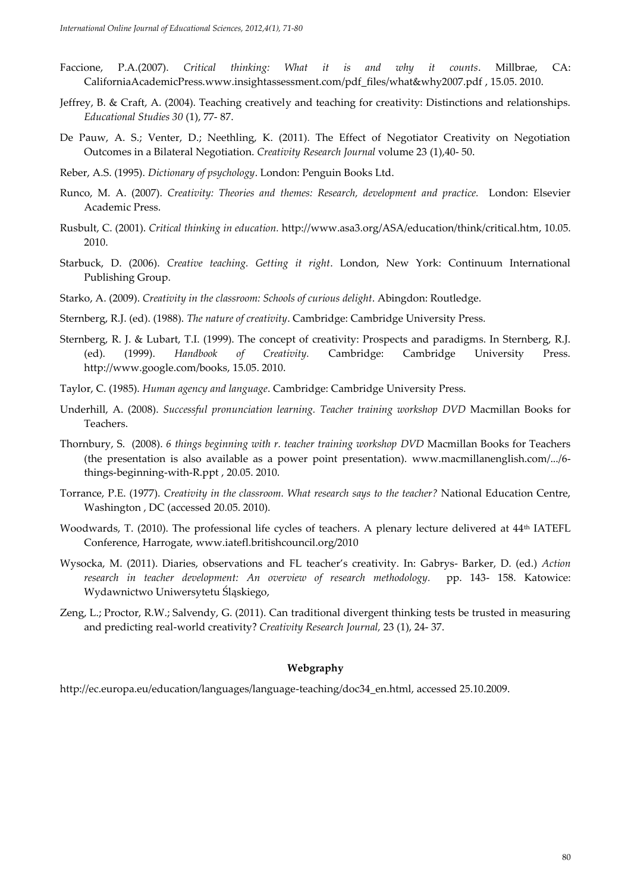Faccione, P.A.(2007). *Critical thinking: What it is and why it counts*. Millbrae, CA: CaliforniaAcademicPress.www.insightassessment.com/pdf_files/what&why2007.pdf , 15.05. 2010.

Jeffrey, B. & Craft, A. (2004). Teaching creatively and teaching for creativity: Distinctions and relationships. *Educational Studies 30* (1), 77- 87.

De Pauw, A. S.; Venter, D.; Neethling, K. (2011). The Effect of Negotiator Creativity on Negotiation Outcomes in a Bilateral Negotiation. *Creativity Research Journal* volume 23 (1),40- 50.

Reber, A.S. (1995). *Dictionary of psychology*. London: Penguin Books Ltd.

Runco, M. A. (2007). *Creativity: Theories and themes: Research, development and practice.* London: Elsevier Academic Press.

Rusbult, C. (2001). *Critical thinking in education.* http://www.asa3.org/ASA/education/think/critical.htm, 10.05. 2010.

Starbuck, D. (2006). *Creative teaching. Getting it right*. London, New York: Continuum International Publishing Group.

Starko, A. (2009). *Creativity in the classroom: Schools of curious delight*. Abingdon: Routledge.

Sternberg, R.J. (ed). (1988). *The nature of creativity*. Cambridge: Cambridge University Press.

Sternberg, R. J. & Lubart, T.I. (1999). The concept of creativity: Prospects and paradigms. In Sternberg, R.J. (ed). (1999). *Handbook of Creativity.* Cambridge: Cambridge University Press. http://www.google.com/books, 15.05. 2010.

Taylor, C. (1985). *Human agency and language*. Cambridge: Cambridge University Press.

Underhill, A. (2008). *Successful pronunciation learning. Teacher training workshop DVD* Macmillan Books for Teachers.

Thornbury, S. (2008). *6 things beginning with r. teacher training workshop DVD* Macmillan Books for Teachers (the presentation is also available as a power point presentation). www.macmillanenglish.com/.../6-things-beginning-with-R.ppt , 20.05. 2010.

Torrance, P.E. (1977). *Creativity in the classroom. What research says to the teacher?* National Education Centre, Washington , DC (accessed 20.05. 2010).

Woodwards, T. (2010). The professional life cycles of teachers. A plenary lecture delivered at 44th IATEFL Conference, Harrogate, www.iatefl.britishcouncil.org/2010

Wysocka, M. (2011). Diaries, observations and FL teacher's creativity. In: Gabrys- Barker, D. (ed.) *Action research in teacher development: An overview of research methodology.* pp. 143- 158. Katowice: Wydawnictwo Uniwersytetu Śląskiego,

Zeng, L.; Proctor, R.W.; Salvendy, G. (2011). Can traditional divergent thinking tests be trusted in measuring and predicting real-world creativity? *Creativity Research Journal,* 23 (1), 24- 37.

## Webgraphy

http://ec.europa.eu/education/languages/language-teaching/doc34_en.html, accessed 25.10.2009.